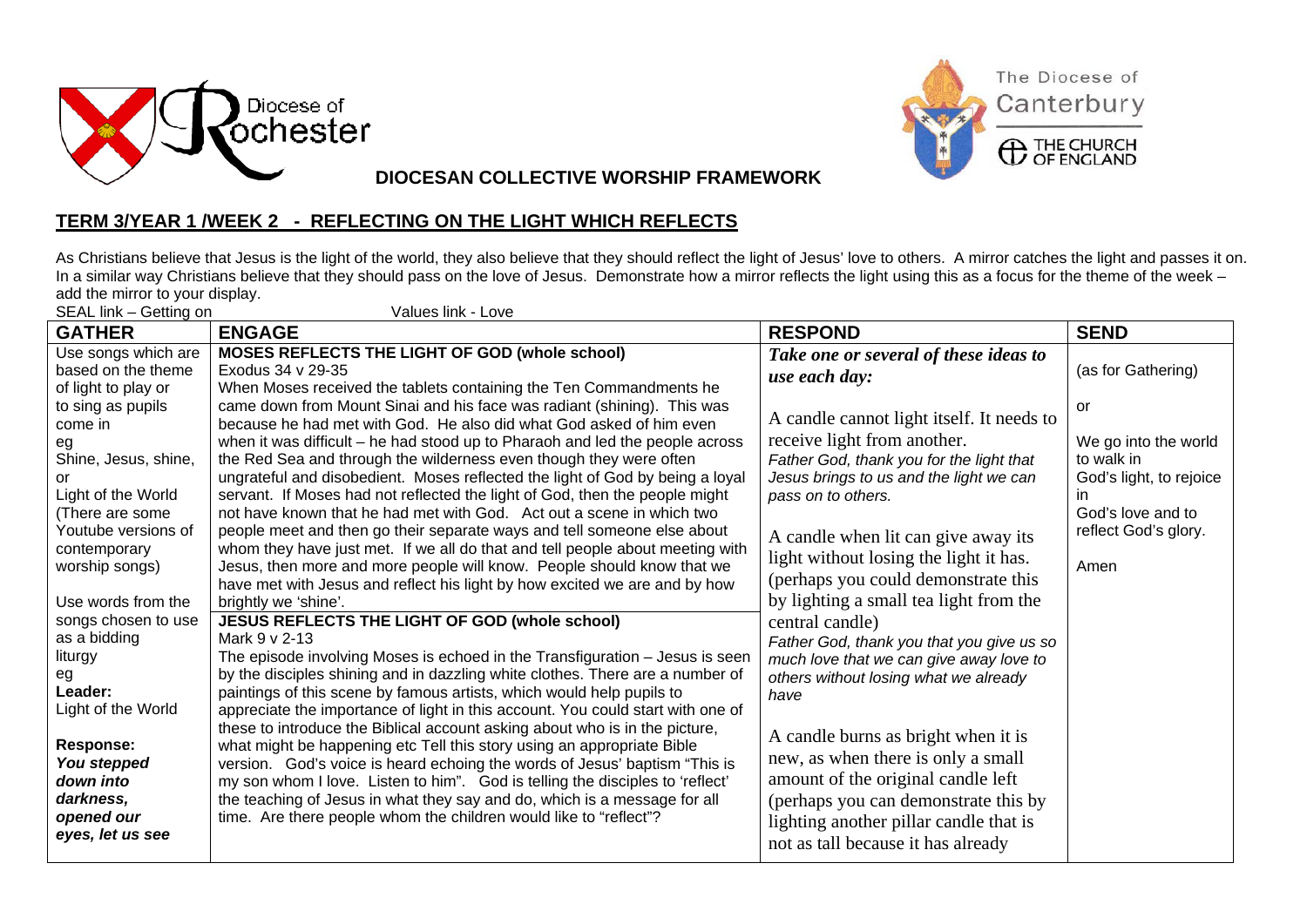Diocese of Rochester

The Diocese of Canterbury
THE CHURCH OF ENGLAND

**DIOCESAN COLLECTIVE WORSHIP FRAMEWORK**

## TERM 3/YEAR 1 /WEEK 2 - REFLECTING ON THE LIGHT WHICH REFLECTS

As Christians believe that Jesus is the light of the world, they also believe that they should reflect the light of Jesus' love to others. A mirror catches the light and passes it on. In a similar way Christians believe that they should pass on the love of Jesus. Demonstrate how a mirror reflects the light using this as a focus for the theme of the week – add the mirror to your display.

SEAL link – Getting on Values link - Love

| GATHER | ENGAGE | RESPOND | SEND |
|---|---|---|---|
| Use songs which are based on the theme of light to play or to sing as pupils come in<br>eg<br>Shine, Jesus, shine,<br>or<br>Light of the World<br>(There are some Youtube versions of contemporary worship songs)<br><br>Use words from the songs chosen to use as a bidding liturgy<br>eg<br>**Leader:**<br>Light of the World<br><br>**Response:**<br>***You stepped down into darkness, opened our eyes, let us see*** | **MOSES REFLECTS THE LIGHT OF GOD (whole school)**<br>Exodus 34 v 29-35<br>When Moses received the tablets containing the Ten Commandments he came down from Mount Sinai and his face was radiant (shining). This was because he had met with God. He also did what God asked of him even when it was difficult – he had stood up to Pharaoh and led the people across the Red Sea and through the wilderness even though they were often ungrateful and disobedient. Moses reflected the light of God by being a loyal servant. If Moses had not reflected the light of God, then the people might not have known that he had met with God. Act out a scene in which two people meet and then go their separate ways and tell someone else about whom they have just met. If we all do that and tell people about meeting with Jesus, then more and more people will know. People should know that we have met with Jesus and reflect his light by how excited we are and by how brightly we 'shine'.<br>**JESUS REFLECTS THE LIGHT OF GOD (whole school)**<br>Mark 9 v 2-13<br>The episode involving Moses is echoed in the Transfiguration – Jesus is seen by the disciples shining and in dazzling white clothes. There are a number of paintings of this scene by famous artists, which would help pupils to appreciate the importance of light in this account. You could start with one of these to introduce the Biblical account asking about who is in the picture, what might be happening etc Tell this story using an appropriate Bible version. God's voice is heard echoing the words of Jesus' baptism "This is my son whom I love. Listen to him". God is telling the disciples to 'reflect' the teaching of Jesus in what they say and do, which is a message for all time. Are there people whom the children would like to "reflect"? | ***Take one or several of these ideas to use each day:***<br><br>A candle cannot light itself. It needs to receive light from another.<br>*Father God, thank you for the light that Jesus brings to us and the light we can pass on to others.*<br><br>A candle when lit can give away its light without losing the light it has. (perhaps you could demonstrate this by lighting a small tea light from the central candle)<br>*Father God, thank you that you give us so much love that we can give away love to others without losing what we already have*<br><br>A candle burns as bright when it is new, as when there is only a small amount of the original candle left (perhaps you can demonstrate this by lighting another pillar candle that is not as tall because it has already | (as for Gathering)<br><br>or<br><br>We go into the world to walk in God's light, to rejoice in God's love and to reflect God's glory.<br><br>Amen |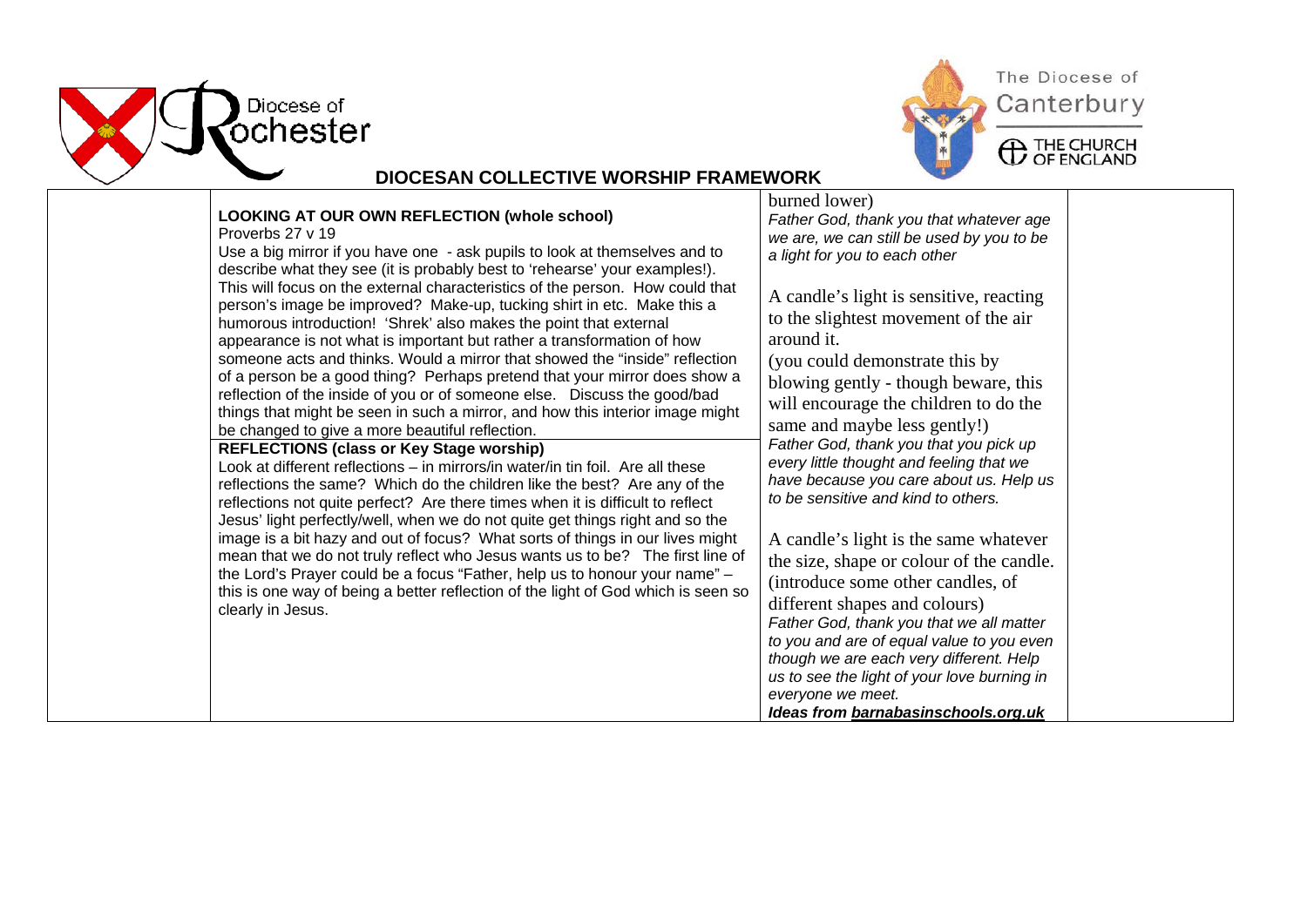## DIOCESAN COLLECTIVE WORSHIP FRAMEWORK

**LOOKING AT OUR OWN REFLECTION (whole school)**

Proverbs 27 v 19

Use a big mirror if you have one - ask pupils to look at themselves and to describe what they see (it is probably best to 'rehearse' your examples!). This will focus on the external characteristics of the person. How could that person's image be improved? Make-up, tucking shirt in etc. Make this a humorous introduction! 'Shrek' also makes the point that external appearance is not what is important but rather a transformation of how someone acts and thinks. Would a mirror that showed the "inside" reflection of a person be a good thing? Perhaps pretend that your mirror does show a reflection of the inside of you or of someone else. Discuss the good/bad things that might be seen in such a mirror, and how this interior image might be changed to give a more beautiful reflection.

**REFLECTIONS (class or Key Stage worship)**

Look at different reflections – in mirrors/in water/in tin foil. Are all these reflections the same? Which do the children like the best? Are any of the reflections not quite perfect? Are there times when it is difficult to reflect Jesus' light perfectly/well, when we do not quite get things right and so the image is a bit hazy and out of focus? What sorts of things in our lives might mean that we do not truly reflect who Jesus wants us to be? The first line of the Lord's Prayer could be a focus "Father, help us to honour your name" – this is one way of being a better reflection of the light of God which is seen so clearly in Jesus.

burned lower)

*Father God, thank you that whatever age we are, we can still be used by you to be a light for you to each other*

A candle's light is sensitive, reacting to the slightest movement of the air around it.

(you could demonstrate this by blowing gently - though beware, this will encourage the children to do the same and maybe less gently!)

*Father God, thank you that you pick up every little thought and feeling that we have because you care about us. Help us to be sensitive and kind to others.*

A candle's light is the same whatever the size, shape or colour of the candle.

(introduce some other candles, of different shapes and colours)

*Father God, thank you that we all matter to you and are of equal value to you even though we are each very different. Help us to see the light of your love burning in everyone we meet.*

***Ideas from barnabasinschools.org.uk***